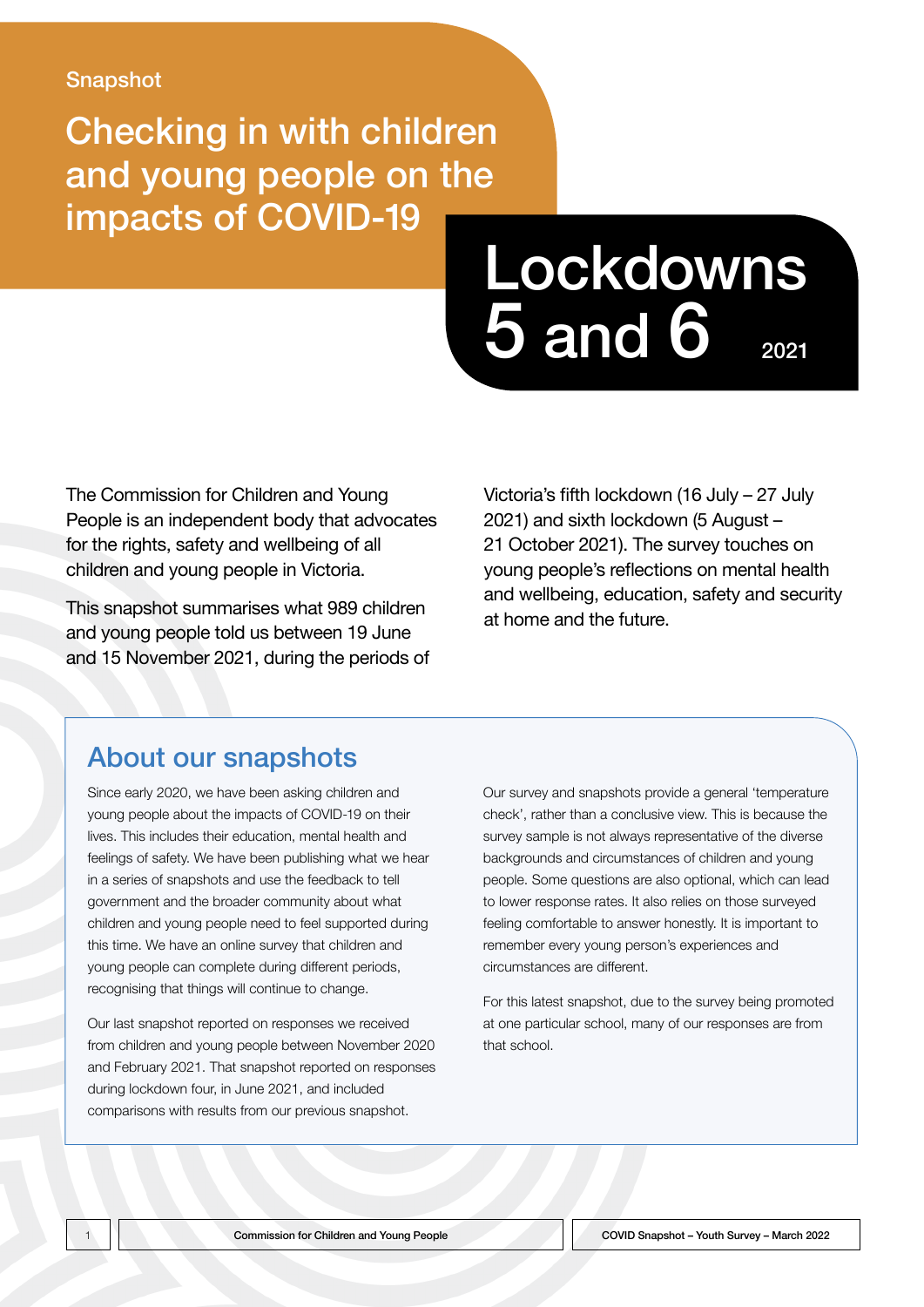Snapshot

# Checking in with children and young people on the impacts of COVID-19

# Lockdowns 5 and 6 2021

The Commission for Children and Young People is an independent body that advocates for the rights, safety and wellbeing of all children and young people in Victoria.

This snapshot summarises what 989 children and young people told us between 19 June and 15 November 2021, during the periods of Victoria's fifth lockdown (16 July – 27 July 2021) and sixth lockdown (5 August – 21 October 2021). The survey touches on young people's reflections on mental health and wellbeing, education, safety and security at home and the future.

## About our snapshots

Since early 2020, we have been asking children and young people about the impacts of COVID-19 on their lives. This includes their education, mental health and feelings of safety. We have been publishing what we hear in a series of snapshots and use the feedback to tell government and the broader community about what children and young people need to feel supported during this time. We have an online survey that children and young people can complete during different periods, recognising that things will continue to change.

Our last snapshot reported on responses we received from children and young people between November 2020 and February 2021. That snapshot reported on responses during lockdown four, in June 2021, and included comparisons with results from our previous snapshot.

Our survey and snapshots provide a general 'temperature check', rather than a conclusive view. This is because the survey sample is not always representative of the diverse backgrounds and circumstances of children and young people. Some questions are also optional, which can lead to lower response rates. It also relies on those surveyed feeling comfortable to answer honestly. It is important to remember every young person's experiences and circumstances are different.

For this latest snapshot, due to the survey being promoted at one particular school, many of our responses are from that school.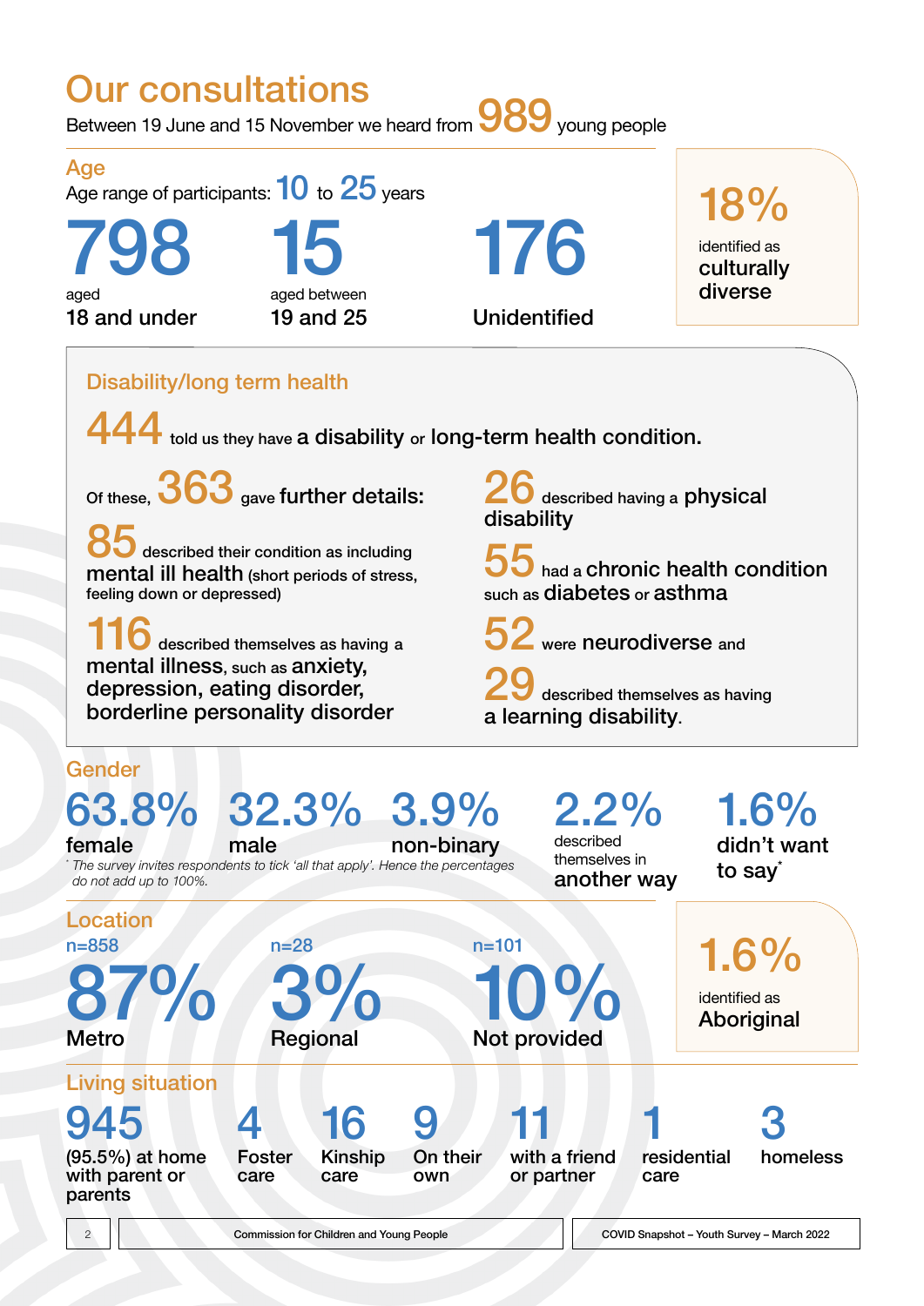# Our consultations

Between 19 June and 15 November we heard from **989** young people

## Age

Age range of participants: **10** to **25** years

**798** aged 18 and under

**15** aged between 19 and 25

**176** Unidentified

**18%** identified as culturally diverse

## Disability/long term health

**444** told us they have a disability or long-term health condition.

Of these, **363** gave further details:

**85** described their condition as including mental ill health (short periods of stress, feeling down or depressed)

**116** described themselves as having a mental illness, such as anxiety, depression, eating disorder, borderline personality disorder

**26** described having a physical disability

**55** had a chronic health condition such as diabetes or asthma

**52** were neurodiverse and

**29** described themselves as having a learning disability.

## Gender

**63.8%** female

**32.3%** male

**3.9%** non-binary

**2.2%** described themselves in another way

**1.6%** didn't want to say*

* The survey invites respondents to tick 'all that apply'. Hence the percentages do not add up to 100%.

## Location

n=858 **87%** Metro

n=28 **3%** Regional

n=101 **10%** Not provided

**1.6%** identified as Aboriginal

## Living situation

**945** (95.5%) at home with parent or parents

**4** Foster care

**16** Kinship care

**9** On their own

**11** with a friend or partner

**1** residential care

**3** homeless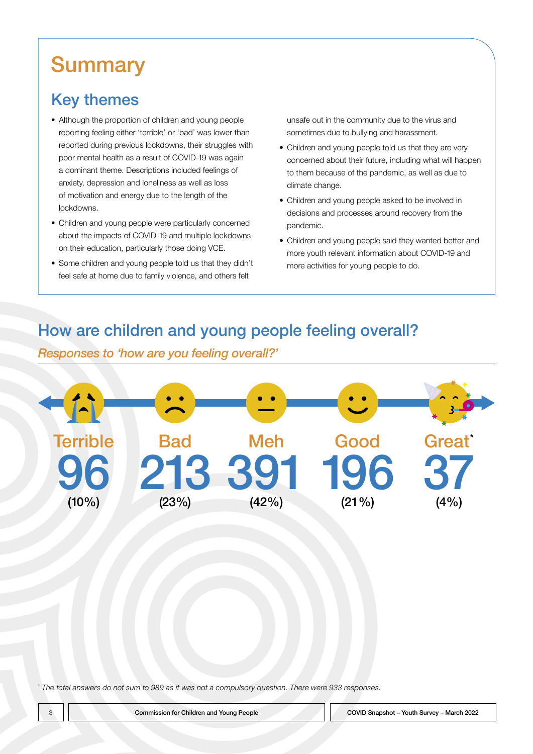# Summary

## Key themes

- Although the proportion of children and young people reporting feeling either 'terrible' or 'bad' was lower than reported during previous lockdowns, their struggles with poor mental health as a result of COVID-19 was again a dominant theme. Descriptions included feelings of anxiety, depression and loneliness as well as loss of motivation and energy due to the length of the lockdowns.
- Children and young people were particularly concerned about the impacts of COVID-19 and multiple lockdowns on their education, particularly those doing VCE.
- Some children and young people told us that they didn't feel safe at home due to family violence, and others felt unsafe out in the community due to the virus and sometimes due to bullying and harassment.
- Children and young people told us that they are very concerned about their future, including what will happen to them because of the pandemic, as well as due to climate change.
- Children and young people asked to be involved in decisions and processes around recovery from the pandemic.
- Children and young people said they wanted better and more youth relevant information about COVID-19 and more activities for young people to do.

## How are children and young people feeling overall?

*Responses to 'how are you feeling overall?'*

| Terrible | Bad | Meh | Good | Great* |
|---|---|---|---|---|
| 96 | 213 | 391 | 196 | 37 |
| (10%) | (23%) | (42%) | (21%) | (4%) |

*\* The total answers do not sum to 989 as it was not a compulsory question. There were 933 responses.*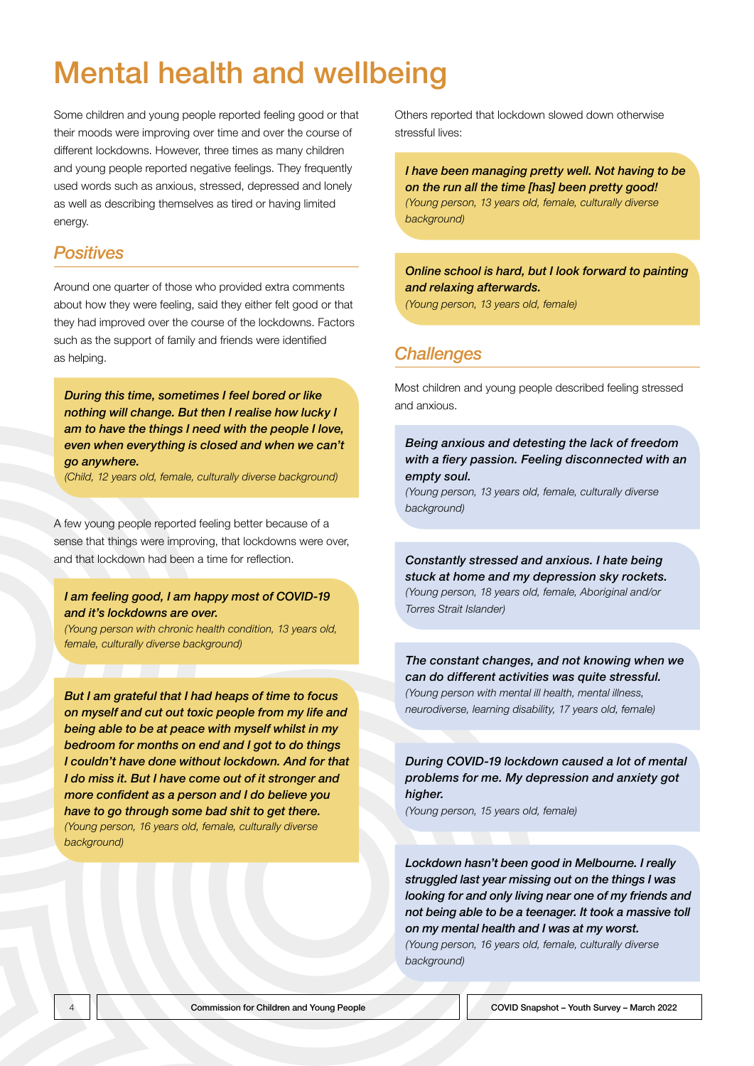# Mental health and wellbeing

Some children and young people reported feeling good or that their moods were improving over time and over the course of different lockdowns. However, three times as many children and young people reported negative feelings. They frequently used words such as anxious, stressed, depressed and lonely as well as describing themselves as tired or having limited energy.

## *Positives*

Around one quarter of those who provided extra comments about how they were feeling, said they either felt good or that they had improved over the course of the lockdowns. Factors such as the support of family and friends were identified as helping.

> ***During this time, sometimes I feel bored or like nothing will change. But then I realise how lucky I am to have the things I need with the people I love, even when everything is closed and when we can't go anywhere.***
> *(Child, 12 years old, female, culturally diverse background)*

A few young people reported feeling better because of a sense that things were improving, that lockdowns were over, and that lockdown had been a time for reflection.

> ***I am feeling good, I am happy most of COVID-19 and it's lockdowns are over.***
> *(Young person with chronic health condition, 13 years old, female, culturally diverse background)*

> ***But I am grateful that I had heaps of time to focus on myself and cut out toxic people from my life and being able to be at peace with myself whilst in my bedroom for months on end and I got to do things I couldn't have done without lockdown. And for that I do miss it. But I have come out of it stronger and more confident as a person and I do believe you have to go through some bad shit to get there.***
> *(Young person, 16 years old, female, culturally diverse background)*

Others reported that lockdown slowed down otherwise stressful lives:

> ***I have been managing pretty well. Not having to be on the run all the time [has] been pretty good!***
> *(Young person, 13 years old, female, culturally diverse background)*

> ***Online school is hard, but I look forward to painting and relaxing afterwards.***
> *(Young person, 13 years old, female)*

## *Challenges*

Most children and young people described feeling stressed and anxious.

> ***Being anxious and detesting the lack of freedom with a fiery passion. Feeling disconnected with an empty soul.***
> *(Young person, 13 years old, female, culturally diverse background)*

> ***Constantly stressed and anxious. I hate being stuck at home and my depression sky rockets.***
> *(Young person, 18 years old, female, Aboriginal and/or Torres Strait Islander)*

> ***The constant changes, and not knowing when we can do different activities was quite stressful.***
> *(Young person with mental ill health, mental illness, neurodiverse, learning disability, 17 years old, female)*

> ***During COVID-19 lockdown caused a lot of mental problems for me. My depression and anxiety got higher.***
> *(Young person, 15 years old, female)*

> ***Lockdown hasn't been good in Melbourne. I really struggled last year missing out on the things I was looking for and only living near one of my friends and not being able to be a teenager. It took a massive toll on my mental health and I was at my worst.***
> *(Young person, 16 years old, female, culturally diverse background)*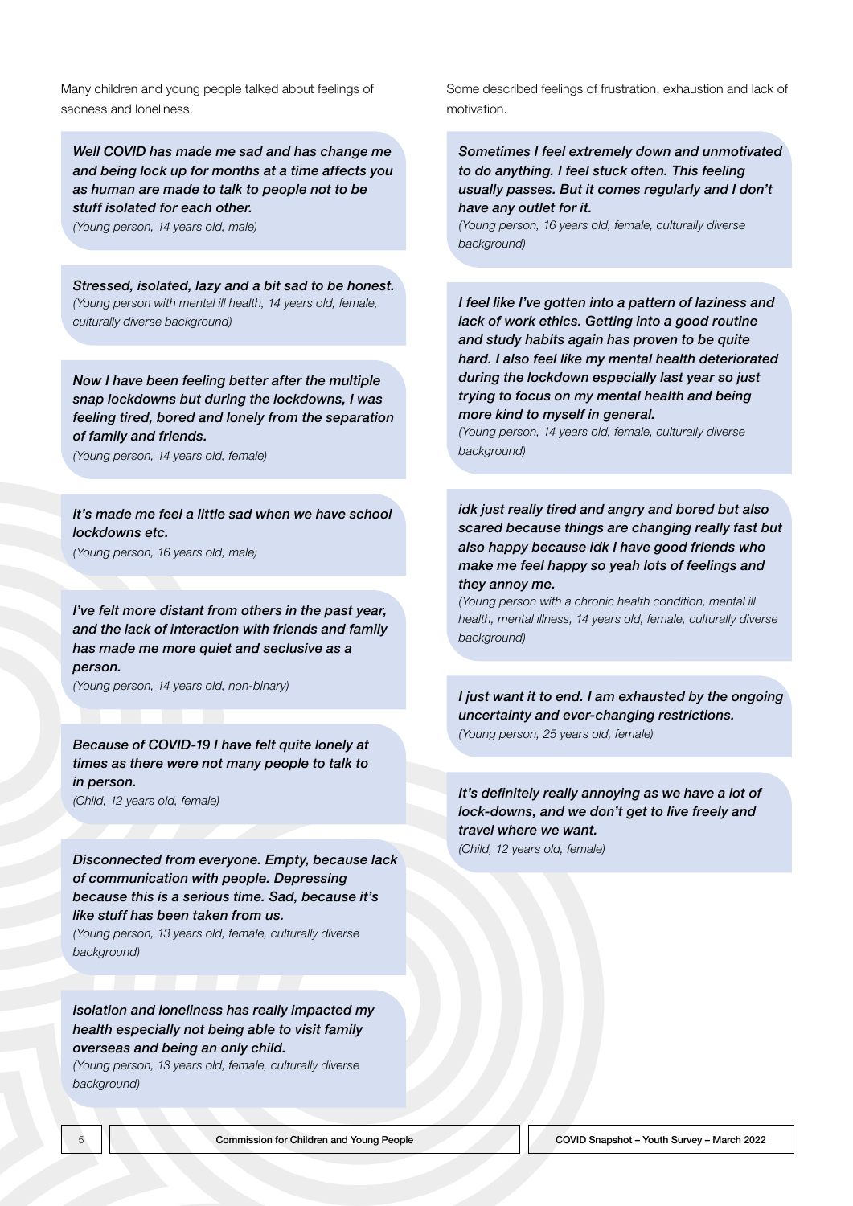Many children and young people talked about feelings of sadness and loneliness.

***Well COVID has made me sad and has change me and being lock up for months at a time affects you as human are made to talk to people not to be stuff isolated for each other.***
*(Young person, 14 years old, male)*

***Stressed, isolated, lazy and a bit sad to be honest.***
*(Young person with mental ill health, 14 years old, female, culturally diverse background)*

***Now I have been feeling better after the multiple snap lockdowns but during the lockdowns, I was feeling tired, bored and lonely from the separation of family and friends.***
*(Young person, 14 years old, female)*

***It's made me feel a little sad when we have school lockdowns etc.***
*(Young person, 16 years old, male)*

***I've felt more distant from others in the past year, and the lack of interaction with friends and family has made me more quiet and seclusive as a person.***
*(Young person, 14 years old, non-binary)*

***Because of COVID-19 I have felt quite lonely at times as there were not many people to talk to in person.***
*(Child, 12 years old, female)*

***Disconnected from everyone. Empty, because lack of communication with people. Depressing because this is a serious time. Sad, because it's like stuff has been taken from us.***
*(Young person, 13 years old, female, culturally diverse background)*

***Isolation and loneliness has really impacted my health especially not being able to visit family overseas and being an only child.***
*(Young person, 13 years old, female, culturally diverse background)*

Some described feelings of frustration, exhaustion and lack of motivation.

***Sometimes I feel extremely down and unmotivated to do anything. I feel stuck often. This feeling usually passes. But it comes regularly and I don't have any outlet for it.***
*(Young person, 16 years old, female, culturally diverse background)*

***I feel like I've gotten into a pattern of laziness and lack of work ethics. Getting into a good routine and study habits again has proven to be quite hard. I also feel like my mental health deteriorated during the lockdown especially last year so just trying to focus on my mental health and being more kind to myself in general.***
*(Young person, 14 years old, female, culturally diverse background)*

***idk just really tired and angry and bored but also scared because things are changing really fast but also happy because idk I have good friends who make me feel happy so yeah lots of feelings and they annoy me.***
*(Young person with a chronic health condition, mental ill health, mental illness, 14 years old, female, culturally diverse background)*

***I just want it to end. I am exhausted by the ongoing uncertainty and ever-changing restrictions.***
*(Young person, 25 years old, female)*

***It's definitely really annoying as we have a lot of lock-downs, and we don't get to live freely and travel where we want.***
*(Child, 12 years old, female)*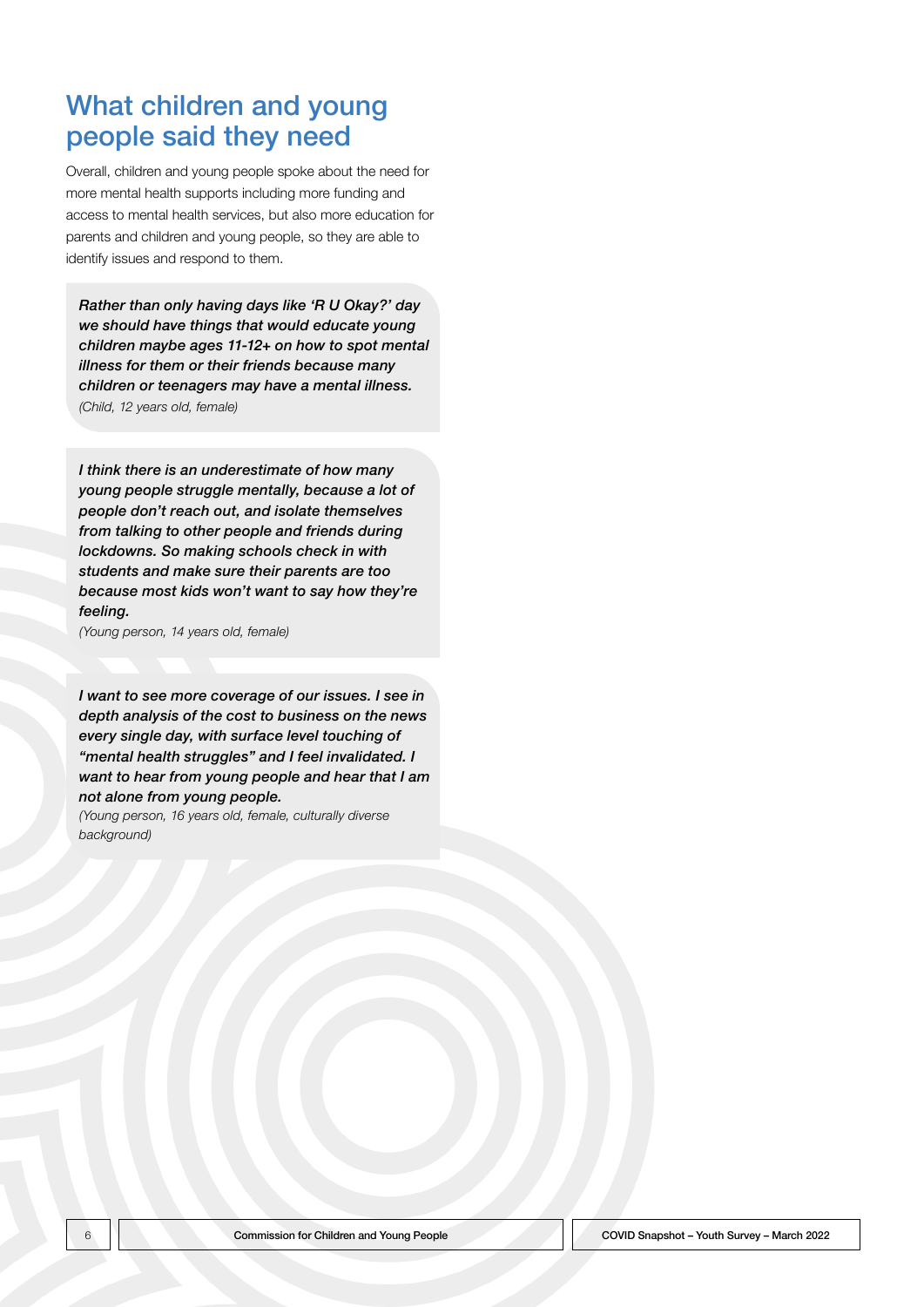## What children and young people said they need

Overall, children and young people spoke about the need for more mental health supports including more funding and access to mental health services, but also more education for parents and children and young people, so they are able to identify issues and respond to them.

> ***Rather than only having days like 'R U Okay?' day we should have things that would educate young children maybe ages 11-12+ on how to spot mental illness for them or their friends because many children or teenagers may have a mental illness.***
> *(Child, 12 years old, female)*

> ***I think there is an underestimate of how many young people struggle mentally, because a lot of people don't reach out, and isolate themselves from talking to other people and friends during lockdowns. So making schools check in with students and make sure their parents are too because most kids won't want to say how they're feeling.***
> *(Young person, 14 years old, female)*

> ***I want to see more coverage of our issues. I see in depth analysis of the cost to business on the news every single day, with surface level touching of "mental health struggles" and I feel invalidated. I want to hear from young people and hear that I am not alone from young people.***
> *(Young person, 16 years old, female, culturally diverse background)*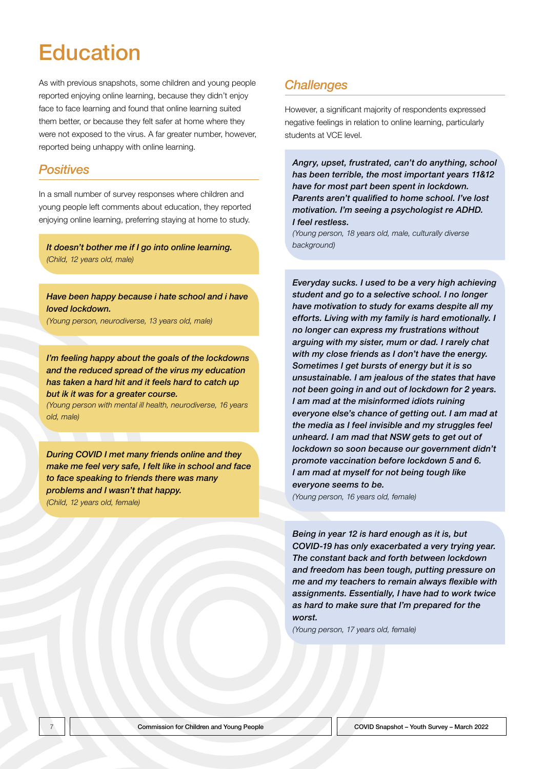# Education

As with previous snapshots, some children and young people reported enjoying online learning, because they didn't enjoy face to face learning and found that online learning suited them better, or because they felt safer at home where they were not exposed to the virus. A far greater number, however, reported being unhappy with online learning.

## *Positives*

In a small number of survey responses where children and young people left comments about education, they reported enjoying online learning, preferring staying at home to study.

> ***It doesn't bother me if I go into online learning.***
> *(Child, 12 years old, male)*

> ***Have been happy because i hate school and i have loved lockdown.***
> *(Young person, neurodiverse, 13 years old, male)*

> ***I'm feeling happy about the goals of the lockdowns and the reduced spread of the virus my education has taken a hard hit and it feels hard to catch up but ik it was for a greater course.***
> *(Young person with mental ill health, neurodiverse, 16 years old, male)*

> ***During COVID I met many friends online and they make me feel very safe, I felt like in school and face to face speaking to friends there was many problems and I wasn't that happy.***
> *(Child, 12 years old, female)*

## *Challenges*

However, a significant majority of respondents expressed negative feelings in relation to online learning, particularly students at VCE level.

> ***Angry, upset, frustrated, can't do anything, school has been terrible, the most important years 11&12 have for most part been spent in lockdown. Parents aren't qualified to home school. I've lost motivation. I'm seeing a psychologist re ADHD. I feel restless.***
> *(Young person, 18 years old, male, culturally diverse background)*

> ***Everyday sucks. I used to be a very high achieving student and go to a selective school. I no longer have motivation to study for exams despite all my efforts. Living with my family is hard emotionally. I no longer can express my frustrations without arguing with my sister, mum or dad. I rarely chat with my close friends as I don't have the energy. Sometimes I get bursts of energy but it is so unsustainable. I am jealous of the states that have not been going in and out of lockdown for 2 years. I am mad at the misinformed idiots ruining everyone else's chance of getting out. I am mad at the media as I feel invisible and my struggles feel unheard. I am mad that NSW gets to get out of lockdown so soon because our government didn't promote vaccination before lockdown 5 and 6. I am mad at myself for not being tough like everyone seems to be.***
> *(Young person, 16 years old, female)*

> ***Being in year 12 is hard enough as it is, but COVID-19 has only exacerbated a very trying year. The constant back and forth between lockdown and freedom has been tough, putting pressure on me and my teachers to remain always flexible with assignments. Essentially, I have had to work twice as hard to make sure that I'm prepared for the worst.***
> *(Young person, 17 years old, female)*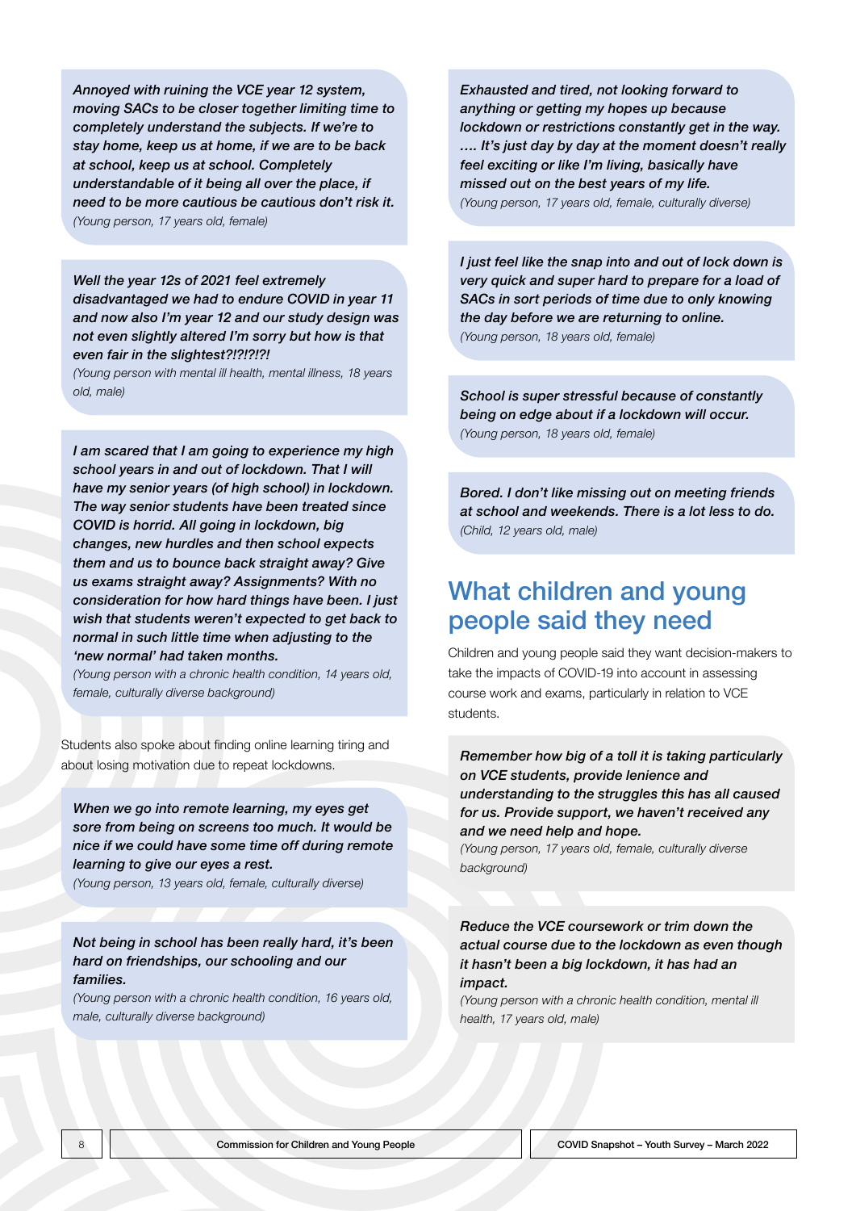*Annoyed with ruining the VCE year 12 system, moving SACs to be closer together limiting time to completely understand the subjects. If we're to stay home, keep us at home, if we are to be back at school, keep us at school. Completely understandable of it being all over the place, if need to be more cautious be cautious don't risk it.*
(Young person, 17 years old, female)

*Well the year 12s of 2021 feel extremely disadvantaged we had to endure COVID in year 11 and now also I'm year 12 and our study design was not even slightly altered I'm sorry but how is that even fair in the slightest?!?!?!?!*
(Young person with mental ill health, mental illness, 18 years old, male)

*I am scared that I am going to experience my high school years in and out of lockdown. That I will have my senior years (of high school) in lockdown. The way senior students have been treated since COVID is horrid. All going in lockdown, big changes, new hurdles and then school expects them and us to bounce back straight away? Give us exams straight away? Assignments? With no consideration for how hard things have been. I just wish that students weren't expected to get back to normal in such little time when adjusting to the 'new normal' had taken months.*
(Young person with a chronic health condition, 14 years old, female, culturally diverse background)

Students also spoke about finding online learning tiring and about losing motivation due to repeat lockdowns.

*When we go into remote learning, my eyes get sore from being on screens too much. It would be nice if we could have some time off during remote learning to give our eyes a rest.*
(Young person, 13 years old, female, culturally diverse)

*Not being in school has been really hard, it's been hard on friendships, our schooling and our families.*
(Young person with a chronic health condition, 16 years old, male, culturally diverse background)

*Exhausted and tired, not looking forward to anything or getting my hopes up because lockdown or restrictions constantly get in the way. …. It's just day by day at the moment doesn't really feel exciting or like I'm living, basically have missed out on the best years of my life.*
(Young person, 17 years old, female, culturally diverse)

*I just feel like the snap into and out of lock down is very quick and super hard to prepare for a load of SACs in sort periods of time due to only knowing the day before we are returning to online.*
(Young person, 18 years old, female)

*School is super stressful because of constantly being on edge about if a lockdown will occur.*
(Young person, 18 years old, female)

*Bored. I don't like missing out on meeting friends at school and weekends. There is a lot less to do.*
(Child, 12 years old, male)

## What children and young people said they need

Children and young people said they want decision-makers to take the impacts of COVID-19 into account in assessing course work and exams, particularly in relation to VCE students.

*Remember how big of a toll it is taking particularly on VCE students, provide lenience and understanding to the struggles this has all caused for us. Provide support, we haven't received any and we need help and hope.*
(Young person, 17 years old, female, culturally diverse background)

*Reduce the VCE coursework or trim down the actual course due to the lockdown as even though it hasn't been a big lockdown, it has had an impact.*
(Young person with a chronic health condition, mental ill health, 17 years old, male)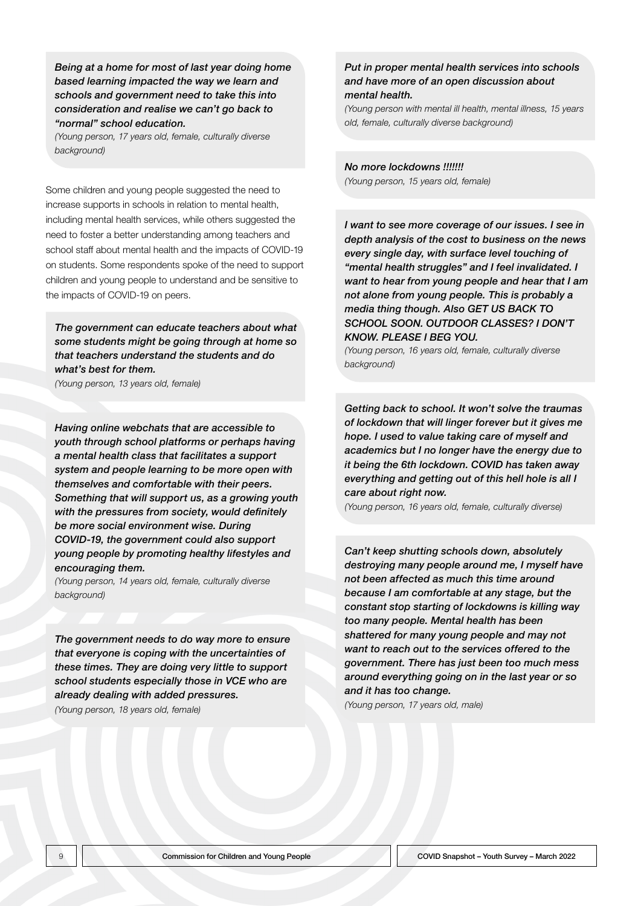***Being at a home for most of last year doing home based learning impacted the way we learn and schools and government need to take this into consideration and realise we can't go back to "normal" school education.***
*(Young person, 17 years old, female, culturally diverse background)*

Some children and young people suggested the need to increase supports in schools in relation to mental health, including mental health services, while others suggested the need to foster a better understanding among teachers and school staff about mental health and the impacts of COVID-19 on students. Some respondents spoke of the need to support children and young people to understand and be sensitive to the impacts of COVID-19 on peers.

***The government can educate teachers about what some students might be going through at home so that teachers understand the students and do what's best for them.***
*(Young person, 13 years old, female)*

***Having online webchats that are accessible to youth through school platforms or perhaps having a mental health class that facilitates a support system and people learning to be more open with themselves and comfortable with their peers. Something that will support us, as a growing youth with the pressures from society, would definitely be more social environment wise. During COVID-19, the government could also support young people by promoting healthy lifestyles and encouraging them.***
*(Young person, 14 years old, female, culturally diverse background)*

***The government needs to do way more to ensure that everyone is coping with the uncertainties of these times. They are doing very little to support school students especially those in VCE who are already dealing with added pressures.***
*(Young person, 18 years old, female)*

***Put in proper mental health services into schools and have more of an open discussion about mental health.***
*(Young person with mental ill health, mental illness, 15 years old, female, culturally diverse background)*

***No more lockdowns !!!!!!!***
*(Young person, 15 years old, female)*

***I want to see more coverage of our issues. I see in depth analysis of the cost to business on the news every single day, with surface level touching of "mental health struggles" and I feel invalidated. I want to hear from young people and hear that I am not alone from young people. This is probably a media thing though. Also GET US BACK TO SCHOOL SOON. OUTDOOR CLASSES? I DON'T KNOW. PLEASE I BEG YOU.***
*(Young person, 16 years old, female, culturally diverse background)*

***Getting back to school. It won't solve the traumas of lockdown that will linger forever but it gives me hope. I used to value taking care of myself and academics but I no longer have the energy due to it being the 6th lockdown. COVID has taken away everything and getting out of this hell hole is all I care about right now.***
*(Young person, 16 years old, female, culturally diverse)*

***Can't keep shutting schools down, absolutely destroying many people around me, I myself have not been affected as much this time around because I am comfortable at any stage, but the constant stop starting of lockdowns is killing way too many people. Mental health has been shattered for many young people and may not want to reach out to the services offered to the government. There has just been too much mess around everything going on in the last year or so and it has too change.***
*(Young person, 17 years old, male)*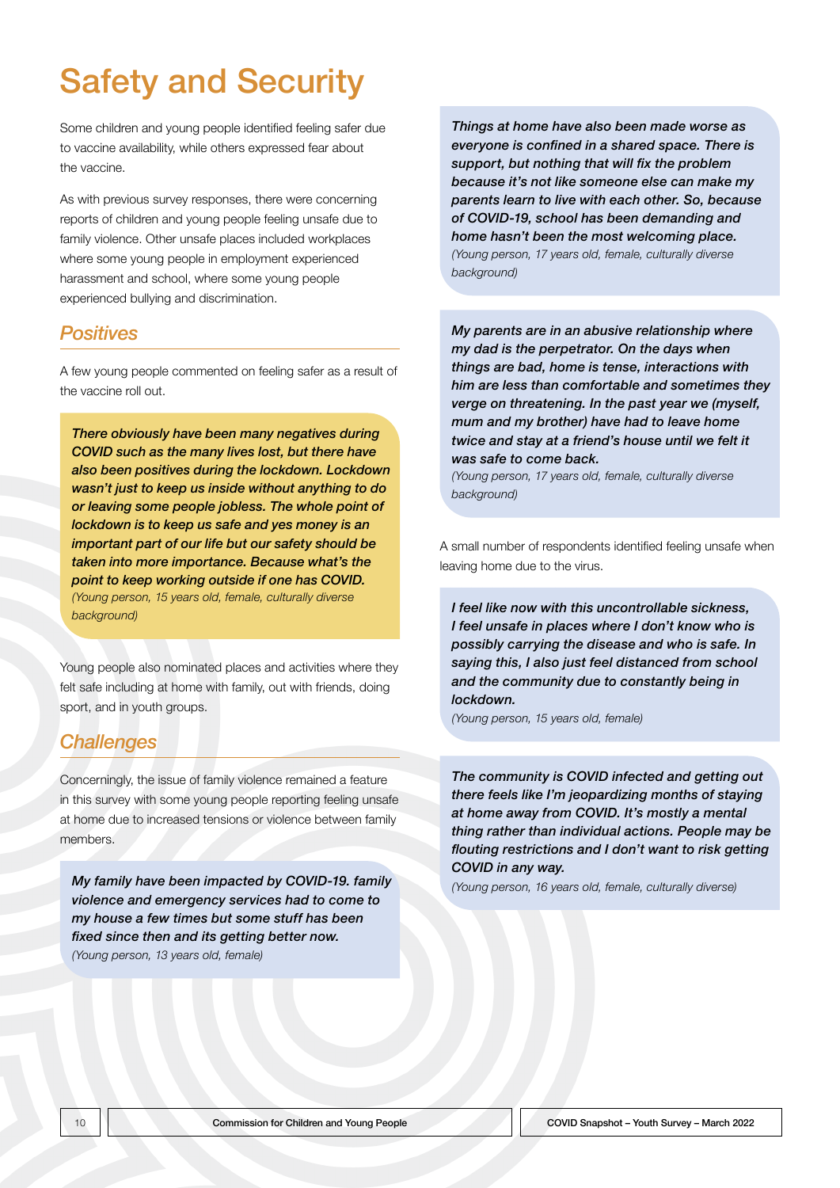# Safety and Security

Some children and young people identified feeling safer due to vaccine availability, while others expressed fear about the vaccine.

As with previous survey responses, there were concerning reports of children and young people feeling unsafe due to family violence. Other unsafe places included workplaces where some young people in employment experienced harassment and school, where some young people experienced bullying and discrimination.

## *Positives*

A few young people commented on feeling safer as a result of the vaccine roll out.

> ***There obviously have been many negatives during COVID such as the many lives lost, but there have also been positives during the lockdown. Lockdown wasn't just to keep us inside without anything to do or leaving some people jobless. The whole point of lockdown is to keep us safe and yes money is an important part of our life but our safety should be taken into more importance. Because what's the point to keep working outside if one has COVID.***
> *(Young person, 15 years old, female, culturally diverse background)*

Young people also nominated places and activities where they felt safe including at home with family, out with friends, doing sport, and in youth groups.

## *Challenges*

Concerningly, the issue of family violence remained a feature in this survey with some young people reporting feeling unsafe at home due to increased tensions or violence between family members.

> ***My family have been impacted by COVID-19. family violence and emergency services had to come to my house a few times but some stuff has been fixed since then and its getting better now.***
> *(Young person, 13 years old, female)*

> ***Things at home have also been made worse as everyone is confined in a shared space. There is support, but nothing that will fix the problem because it's not like someone else can make my parents learn to live with each other. So, because of COVID-19, school has been demanding and home hasn't been the most welcoming place.***
> *(Young person, 17 years old, female, culturally diverse background)*

> ***My parents are in an abusive relationship where my dad is the perpetrator. On the days when things are bad, home is tense, interactions with him are less than comfortable and sometimes they verge on threatening. In the past year we (myself, mum and my brother) have had to leave home twice and stay at a friend's house until we felt it was safe to come back.***
> *(Young person, 17 years old, female, culturally diverse background)*

A small number of respondents identified feeling unsafe when leaving home due to the virus.

> ***I feel like now with this uncontrollable sickness, I feel unsafe in places where I don't know who is possibly carrying the disease and who is safe. In saying this, I also just feel distanced from school and the community due to constantly being in lockdown.***
> *(Young person, 15 years old, female)*

> ***The community is COVID infected and getting out there feels like I'm jeopardizing months of staying at home away from COVID. It's mostly a mental thing rather than individual actions. People may be flouting restrictions and I don't want to risk getting COVID in any way.***
> *(Young person, 16 years old, female, culturally diverse)*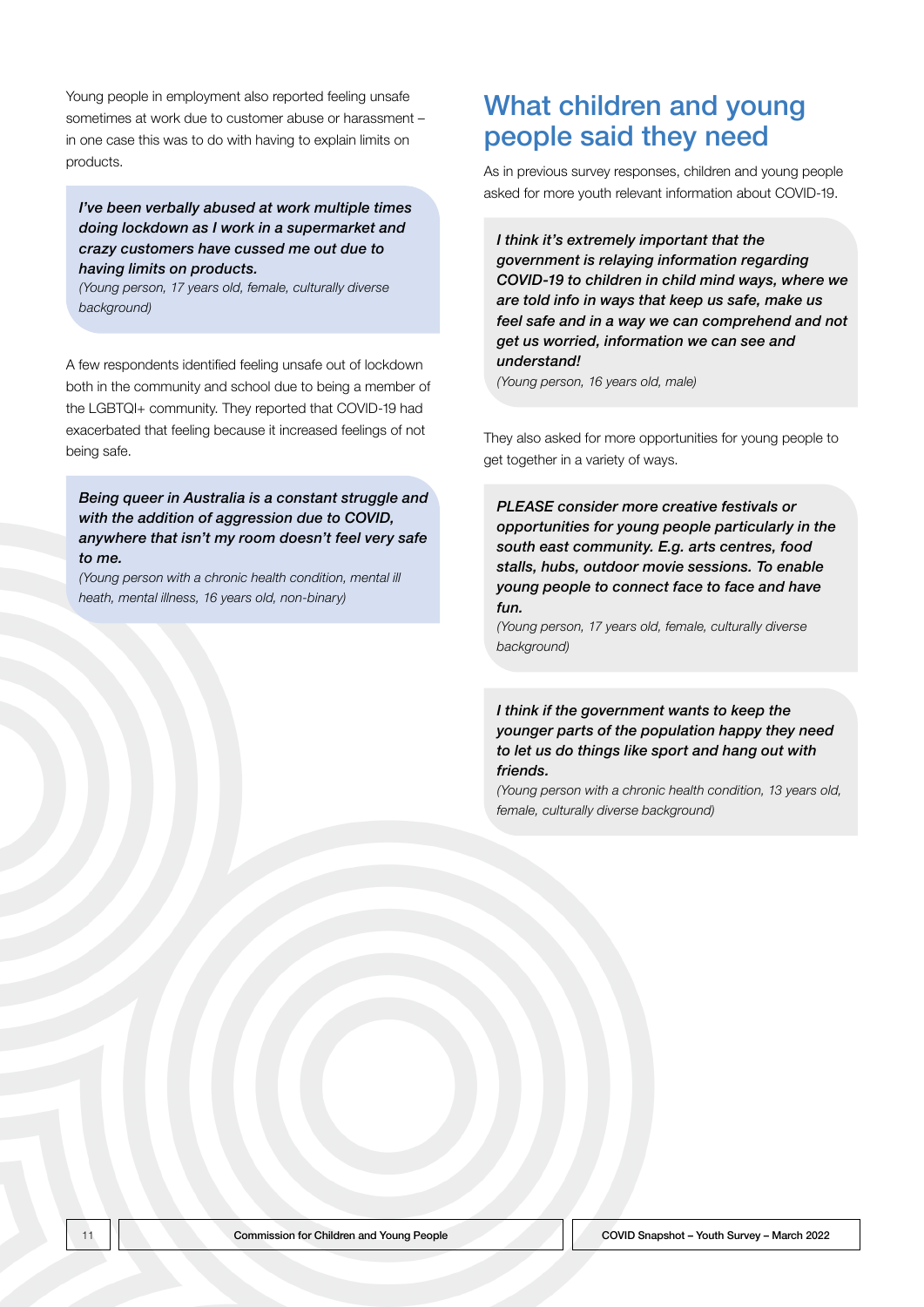Young people in employment also reported feeling unsafe sometimes at work due to customer abuse or harassment – in one case this was to do with having to explain limits on products.

> ***I've been verbally abused at work multiple times doing lockdown as I work in a supermarket and crazy customers have cussed me out due to having limits on products.***
> *(Young person, 17 years old, female, culturally diverse background)*

A few respondents identified feeling unsafe out of lockdown both in the community and school due to being a member of the LGBTQI+ community. They reported that COVID-19 had exacerbated that feeling because it increased feelings of not being safe.

> ***Being queer in Australia is a constant struggle and with the addition of aggression due to COVID, anywhere that isn't my room doesn't feel very safe to me.***
> *(Young person with a chronic health condition, mental ill heath, mental illness, 16 years old, non-binary)*

# What children and young people said they need

As in previous survey responses, children and young people asked for more youth relevant information about COVID-19.

> ***I think it's extremely important that the government is relaying information regarding COVID-19 to children in child mind ways, where we are told info in ways that keep us safe, make us feel safe and in a way we can comprehend and not get us worried, information we can see and understand!***
> *(Young person, 16 years old, male)*

They also asked for more opportunities for young people to get together in a variety of ways.

> ***PLEASE consider more creative festivals or opportunities for young people particularly in the south east community. E.g. arts centres, food stalls, hubs, outdoor movie sessions. To enable young people to connect face to face and have fun.***
> *(Young person, 17 years old, female, culturally diverse background)*

> ***I think if the government wants to keep the younger parts of the population happy they need to let us do things like sport and hang out with friends.***
> *(Young person with a chronic health condition, 13 years old, female, culturally diverse background)*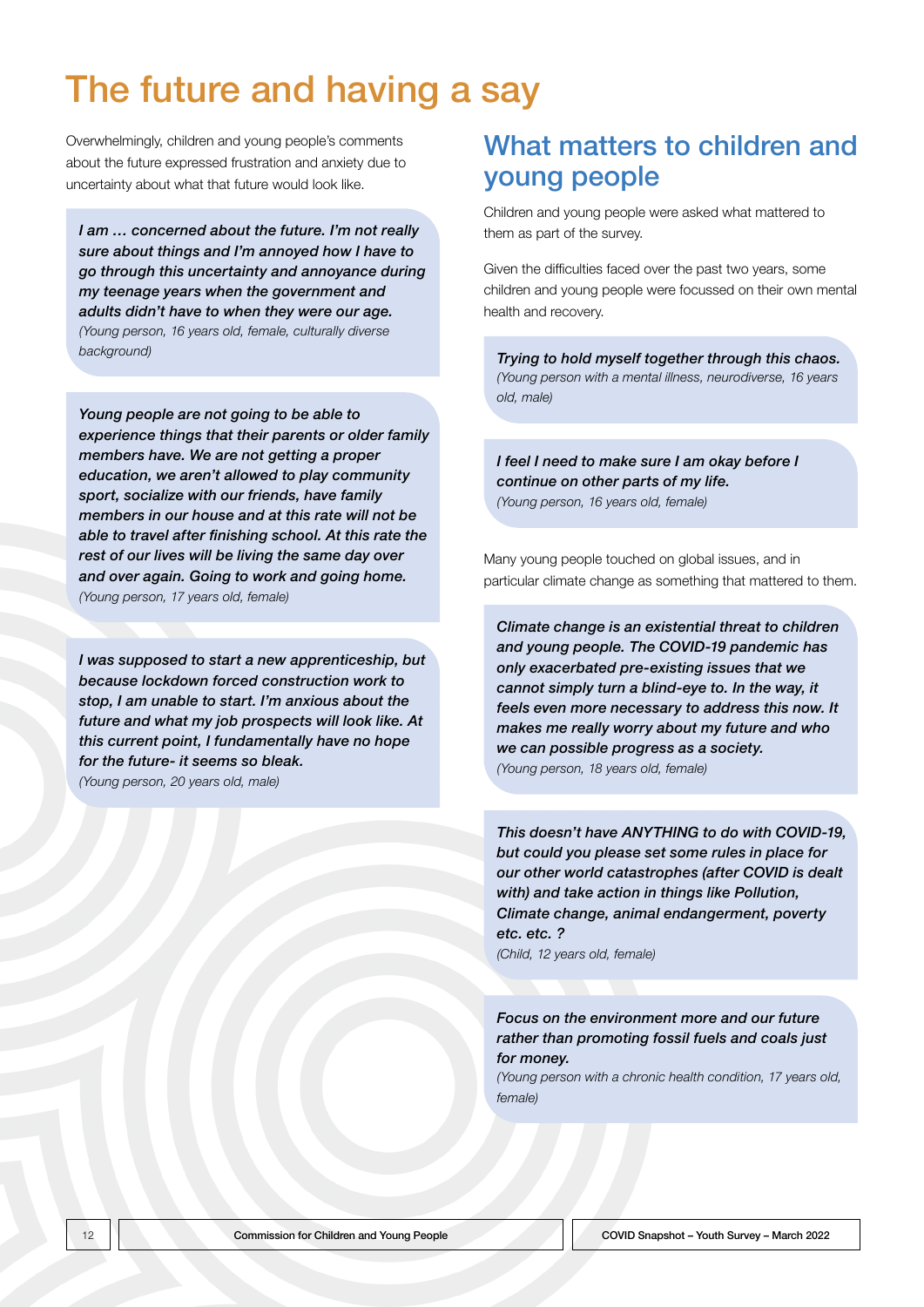# The future and having a say

Overwhelmingly, children and young people's comments about the future expressed frustration and anxiety due to uncertainty about what that future would look like.

> ***I am … concerned about the future. I'm not really sure about things and I'm annoyed how I have to go through this uncertainty and annoyance during my teenage years when the government and adults didn't have to when they were our age.***
> *(Young person, 16 years old, female, culturally diverse background)*

> ***Young people are not going to be able to experience things that their parents or older family members have. We are not getting a proper education, we aren't allowed to play community sport, socialize with our friends, have family members in our house and at this rate will not be able to travel after finishing school. At this rate the rest of our lives will be living the same day over and over again. Going to work and going home.***
> *(Young person, 17 years old, female)*

> ***I was supposed to start a new apprenticeship, but because lockdown forced construction work to stop, I am unable to start. I'm anxious about the future and what my job prospects will look like. At this current point, I fundamentally have no hope for the future- it seems so bleak.***
> *(Young person, 20 years old, male)*

## What matters to children and young people

Children and young people were asked what mattered to them as part of the survey.

Given the difficulties faced over the past two years, some children and young people were focussed on their own mental health and recovery.

> ***Trying to hold myself together through this chaos.***
> *(Young person with a mental illness, neurodiverse, 16 years old, male)*

> ***I feel I need to make sure I am okay before I continue on other parts of my life.***
> *(Young person, 16 years old, female)*

Many young people touched on global issues, and in particular climate change as something that mattered to them.

> ***Climate change is an existential threat to children and young people. The COVID-19 pandemic has only exacerbated pre-existing issues that we cannot simply turn a blind-eye to. In the way, it feels even more necessary to address this now. It makes me really worry about my future and who we can possible progress as a society.***
> *(Young person, 18 years old, female)*

> ***This doesn't have ANYTHING to do with COVID-19, but could you please set some rules in place for our other world catastrophes (after COVID is dealt with) and take action in things like Pollution, Climate change, animal endangerment, poverty etc. etc. ?***
> *(Child, 12 years old, female)*

> ***Focus on the environment more and our future rather than promoting fossil fuels and coals just for money.***
> *(Young person with a chronic health condition, 17 years old, female)*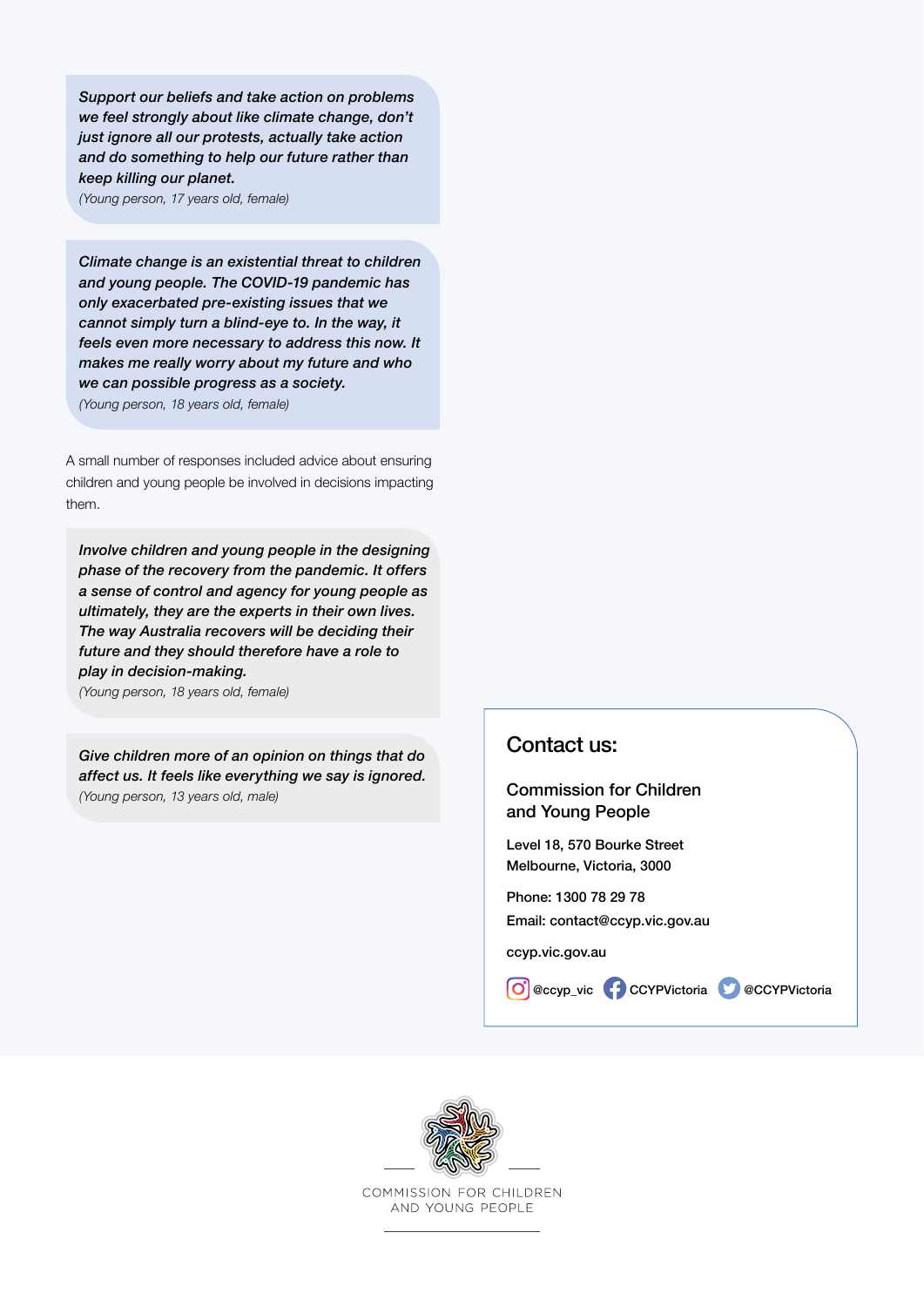*Support our beliefs and take action on problems we feel strongly about like climate change, don't just ignore all our protests, actually take action and do something to help our future rather than keep killing our planet.*
(Young person, 17 years old, female)

*Climate change is an existential threat to children and young people. The COVID-19 pandemic has only exacerbated pre-existing issues that we cannot simply turn a blind-eye to. In the way, it feels even more necessary to address this now. It makes me really worry about my future and who we can possible progress as a society.*
(Young person, 18 years old, female)

A small number of responses included advice about ensuring children and young people be involved in decisions impacting them.

*Involve children and young people in the designing phase of the recovery from the pandemic. It offers a sense of control and agency for young people as ultimately, they are the experts in their own lives. The way Australia recovers will be deciding their future and they should therefore have a role to play in decision-making.*
(Young person, 18 years old, female)

*Give children more of an opinion on things that do affect us. It feels like everything we say is ignored.*
(Young person, 13 years old, male)

## Contact us:

**Commission for Children and Young People**

Level 18, 570 Bourke Street
Melbourne, Victoria, 3000

Phone: 1300 78 29 78
Email: contact@ccyp.vic.gov.au

ccyp.vic.gov.au

@ccyp_vic CCYPVictoria @CCYPVictoria

COMMISSION FOR CHILDREN AND YOUNG PEOPLE